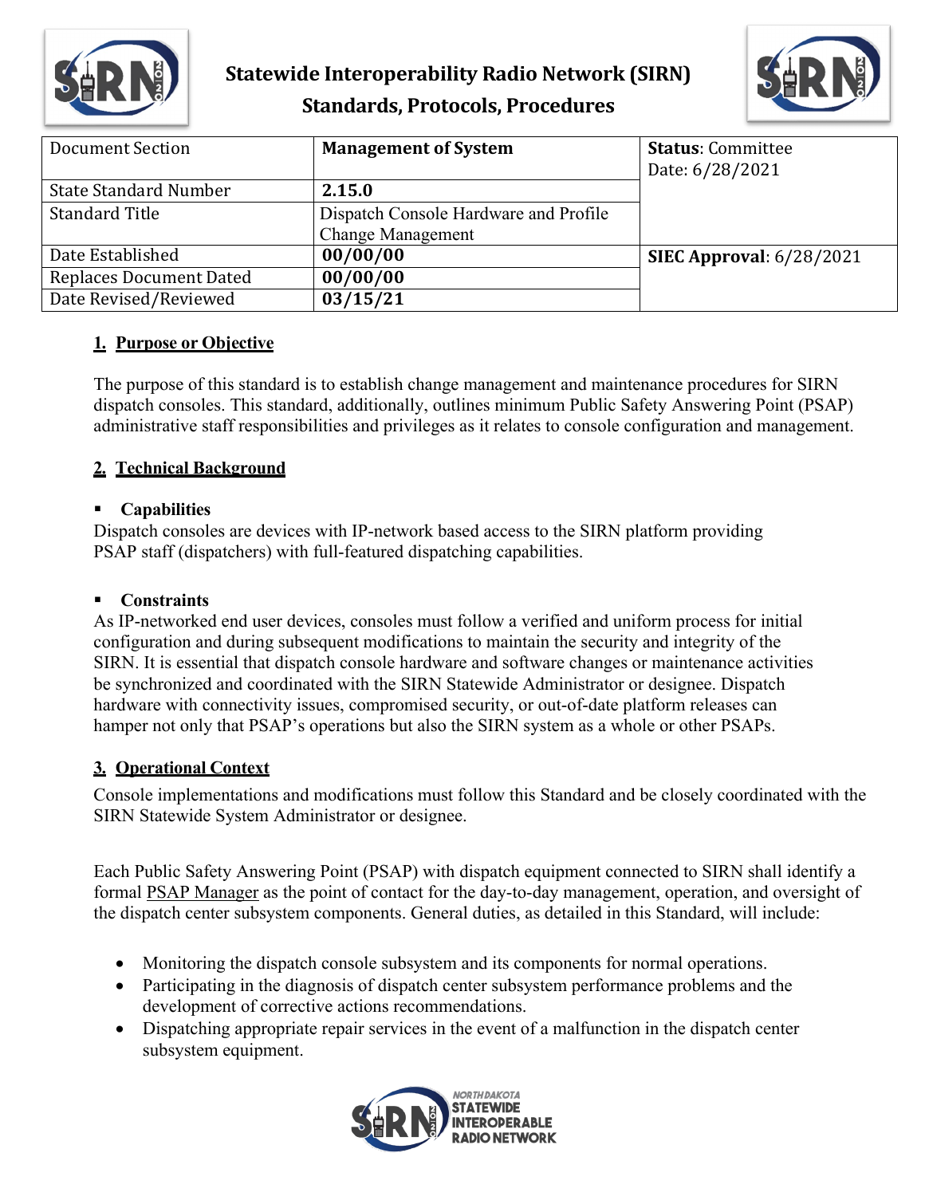# Statewide Interoperability Radio Network (SIRN)
## Standards, Protocols, Procedures

| Document Section | **Management of System** | **Status**: Committee Date: 6/28/2021 |
|---|---|---|
| State Standard Number | **2.15.0** | |
| Standard Title | Dispatch Console Hardware and Profile Change Management | |
| Date Established | **00/00/00** | **SIEC Approval**: 6/28/2021 |
| Replaces Document Dated | **00/00/00** | |
| Date Revised/Reviewed | **03/15/21** | |

### 1. Purpose or Objective

The purpose of this standard is to establish change management and maintenance procedures for SIRN dispatch consoles. This standard, additionally, outlines minimum Public Safety Answering Point (PSAP) administrative staff responsibilities and privileges as it relates to console configuration and management.

### 2. Technical Background

- **Capabilities**

Dispatch consoles are devices with IP-network based access to the SIRN platform providing PSAP staff (dispatchers) with full-featured dispatching capabilities.

- **Constraints**

As IP-networked end user devices, consoles must follow a verified and uniform process for initial configuration and during subsequent modifications to maintain the security and integrity of the SIRN. It is essential that dispatch console hardware and software changes or maintenance activities be synchronized and coordinated with the SIRN Statewide Administrator or designee. Dispatch hardware with connectivity issues, compromised security, or out-of-date platform releases can hamper not only that PSAP's operations but also the SIRN system as a whole or other PSAPs.

### 3. Operational Context

Console implementations and modifications must follow this Standard and be closely coordinated with the SIRN Statewide System Administrator or designee.

Each Public Safety Answering Point (PSAP) with dispatch equipment connected to SIRN shall identify a formal PSAP Manager as the point of contact for the day-to-day management, operation, and oversight of the dispatch center subsystem components. General duties, as detailed in this Standard, will include:

- Monitoring the dispatch console subsystem and its components for normal operations.
- Participating in the diagnosis of dispatch center subsystem performance problems and the development of corrective actions recommendations.
- Dispatching appropriate repair services in the event of a malfunction in the dispatch center subsystem equipment.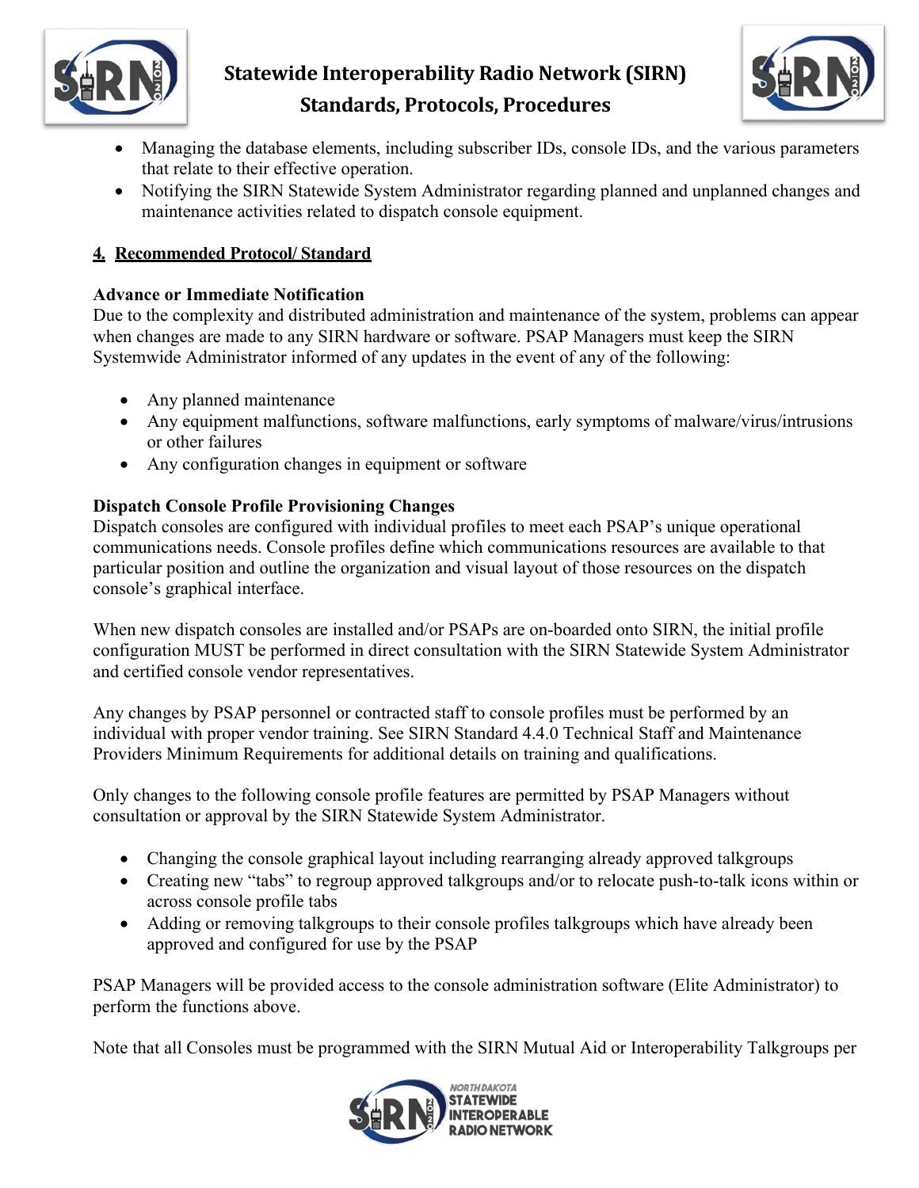- Managing the database elements, including subscriber IDs, console IDs, and the various parameters that relate to their effective operation.
- Notifying the SIRN Statewide System Administrator regarding planned and unplanned changes and maintenance activities related to dispatch console equipment.

## 4. Recommended Protocol/ Standard

**Advance or Immediate Notification**

Due to the complexity and distributed administration and maintenance of the system, problems can appear when changes are made to any SIRN hardware or software. PSAP Managers must keep the SIRN Systemwide Administrator informed of any updates in the event of any of the following:

- Any planned maintenance
- Any equipment malfunctions, software malfunctions, early symptoms of malware/virus/intrusions or other failures
- Any configuration changes in equipment or software

**Dispatch Console Profile Provisioning Changes**

Dispatch consoles are configured with individual profiles to meet each PSAP's unique operational communications needs. Console profiles define which communications resources are available to that particular position and outline the organization and visual layout of those resources on the dispatch console's graphical interface.

When new dispatch consoles are installed and/or PSAPs are on-boarded onto SIRN, the initial profile configuration MUST be performed in direct consultation with the SIRN Statewide System Administrator and certified console vendor representatives.

Any changes by PSAP personnel or contracted staff to console profiles must be performed by an individual with proper vendor training. See SIRN Standard 4.4.0 Technical Staff and Maintenance Providers Minimum Requirements for additional details on training and qualifications.

Only changes to the following console profile features are permitted by PSAP Managers without consultation or approval by the SIRN Statewide System Administrator.

- Changing the console graphical layout including rearranging already approved talkgroups
- Creating new "tabs" to regroup approved talkgroups and/or to relocate push-to-talk icons within or across console profile tabs
- Adding or removing talkgroups to their console profiles talkgroups which have already been approved and configured for use by the PSAP

PSAP Managers will be provided access to the console administration software (Elite Administrator) to perform the functions above.

Note that all Consoles must be programmed with the SIRN Mutual Aid or Interoperability Talkgroups per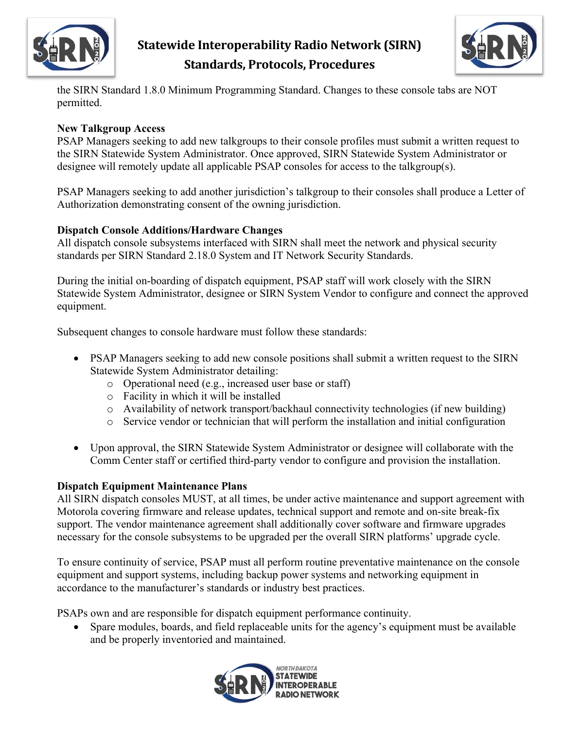the SIRN Standard 1.8.0 Minimum Programming Standard. Changes to these console tabs are NOT permitted.

**New Talkgroup Access**

PSAP Managers seeking to add new talkgroups to their console profiles must submit a written request to the SIRN Statewide System Administrator. Once approved, SIRN Statewide System Administrator or designee will remotely update all applicable PSAP consoles for access to the talkgroup(s).

PSAP Managers seeking to add another jurisdiction's talkgroup to their consoles shall produce a Letter of Authorization demonstrating consent of the owning jurisdiction.

**Dispatch Console Additions/Hardware Changes**

All dispatch console subsystems interfaced with SIRN shall meet the network and physical security standards per SIRN Standard 2.18.0 System and IT Network Security Standards.

During the initial on-boarding of dispatch equipment, PSAP staff will work closely with the SIRN Statewide System Administrator, designee or SIRN System Vendor to configure and connect the approved equipment.

Subsequent changes to console hardware must follow these standards:

- PSAP Managers seeking to add new console positions shall submit a written request to the SIRN Statewide System Administrator detailing:
  - Operational need (e.g., increased user base or staff)
  - Facility in which it will be installed
  - Availability of network transport/backhaul connectivity technologies (if new building)
  - Service vendor or technician that will perform the installation and initial configuration

- Upon approval, the SIRN Statewide System Administrator or designee will collaborate with the Comm Center staff or certified third-party vendor to configure and provision the installation.

**Dispatch Equipment Maintenance Plans**

All SIRN dispatch consoles MUST, at all times, be under active maintenance and support agreement with Motorola covering firmware and release updates, technical support and remote and on-site break-fix support. The vendor maintenance agreement shall additionally cover software and firmware upgrades necessary for the console subsystems to be upgraded per the overall SIRN platforms' upgrade cycle.

To ensure continuity of service, PSAP must all perform routine preventative maintenance on the console equipment and support systems, including backup power systems and networking equipment in accordance to the manufacturer's standards or industry best practices.

PSAPs own and are responsible for dispatch equipment performance continuity.

- Spare modules, boards, and field replaceable units for the agency's equipment must be available and be properly inventoried and maintained.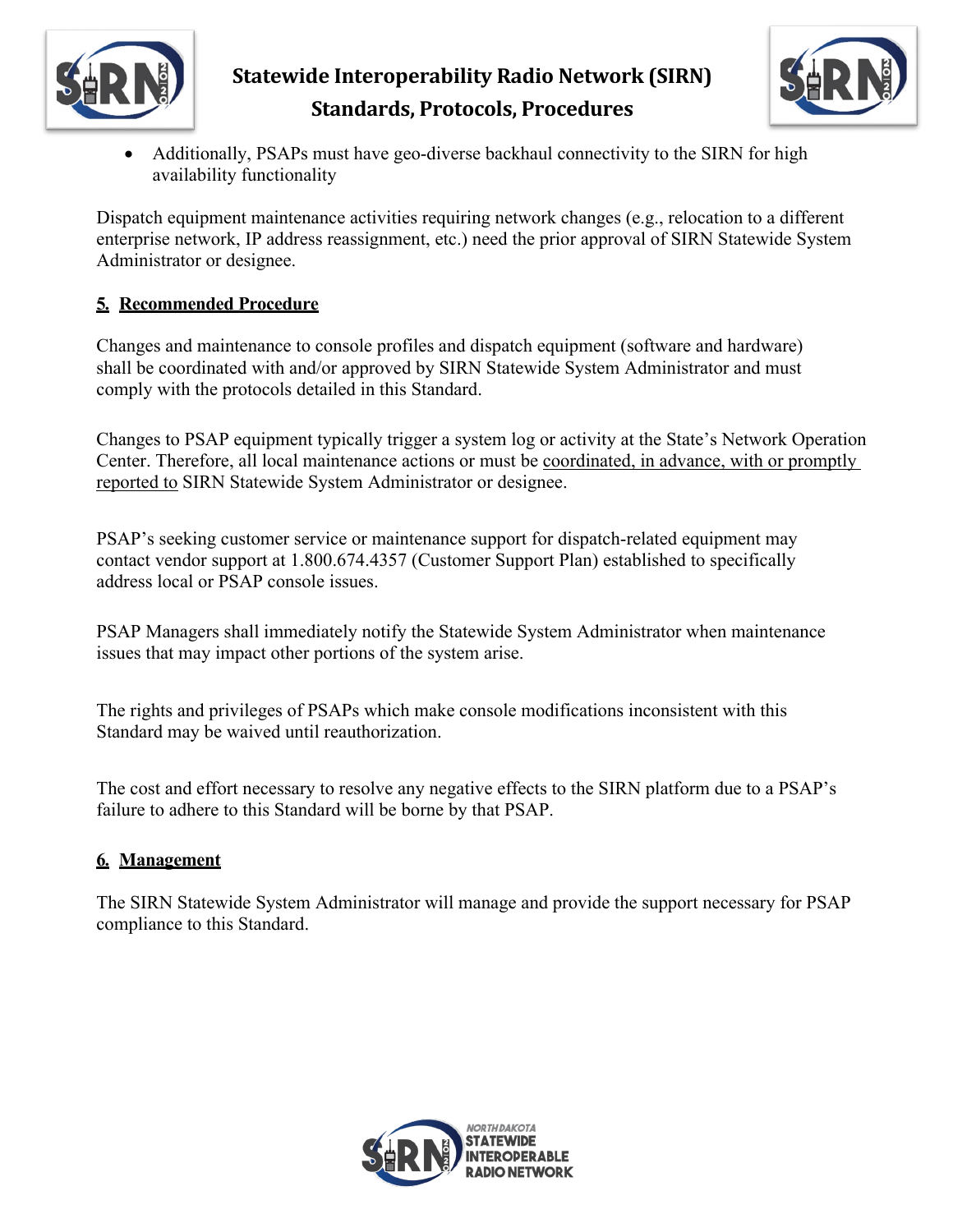- Additionally, PSAPs must have geo-diverse backhaul connectivity to the SIRN for high availability functionality

Dispatch equipment maintenance activities requiring network changes (e.g., relocation to a different enterprise network, IP address reassignment, etc.) need the prior approval of SIRN Statewide System Administrator or designee.

## 5. Recommended Procedure

Changes and maintenance to console profiles and dispatch equipment (software and hardware) shall be coordinated with and/or approved by SIRN Statewide System Administrator and must comply with the protocols detailed in this Standard.

Changes to PSAP equipment typically trigger a system log or activity at the State's Network Operation Center. Therefore, all local maintenance actions or must be coordinated, in advance, with or promptly reported to SIRN Statewide System Administrator or designee.

PSAP's seeking customer service or maintenance support for dispatch-related equipment may contact vendor support at 1.800.674.4357 (Customer Support Plan) established to specifically address local or PSAP console issues.

PSAP Managers shall immediately notify the Statewide System Administrator when maintenance issues that may impact other portions of the system arise.

The rights and privileges of PSAPs which make console modifications inconsistent with this Standard may be waived until reauthorization.

The cost and effort necessary to resolve any negative effects to the SIRN platform due to a PSAP's failure to adhere to this Standard will be borne by that PSAP.

## 6. Management

The SIRN Statewide System Administrator will manage and provide the support necessary for PSAP compliance to this Standard.